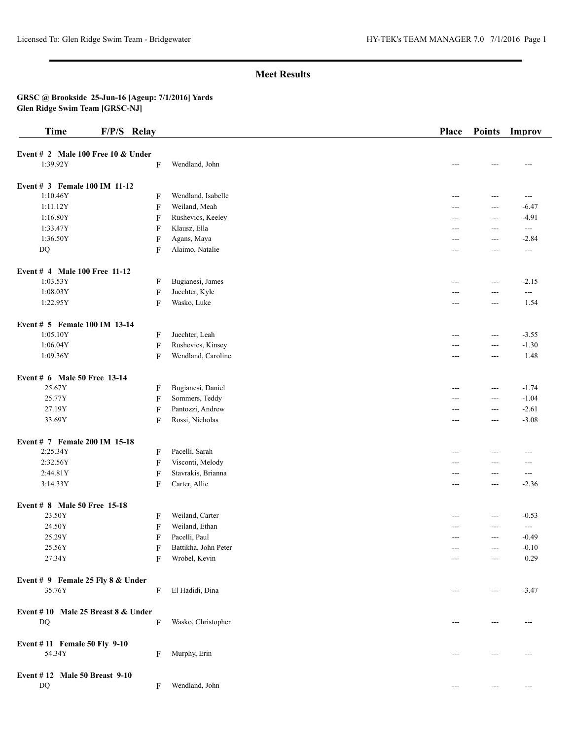## Meet Results

**GRSC @ Brookside 25-Jun-16 [Ageup: 7/1/2016] Yards**
**Glen Ridge Swim Team [GRSC-NJ]**

| Time | F/P/S | Relay | Name | Place | Points | Improv |
|---|---|---|---|---|---|---|
| **Event # 2 Male 100 Free 10 & Under** | | | | | | |
| 1:39.92Y | F | | Wendland, John | --- | --- | --- |
| **Event # 3 Female 100 IM 11-12** | | | | | | |
| 1:10.46Y | F | | Wendland, Isabelle | --- | --- | --- |
| 1:11.12Y | F | | Weiland, Meah | --- | --- | -6.47 |
| 1:16.80Y | F | | Rushevics, Keeley | --- | --- | -4.91 |
| 1:33.47Y | F | | Klausz, Ella | --- | --- | --- |
| 1:36.50Y | F | | Agans, Maya | --- | --- | -2.84 |
| DQ | F | | Alaimo, Natalie | --- | --- | --- |
| **Event # 4 Male 100 Free 11-12** | | | | | | |
| 1:03.53Y | F | | Bugianesi, James | --- | --- | -2.15 |
| 1:08.03Y | F | | Juechter, Kyle | --- | --- | --- |
| 1:22.95Y | F | | Wasko, Luke | --- | --- | 1.54 |
| **Event # 5 Female 100 IM 13-14** | | | | | | |
| 1:05.10Y | F | | Juechter, Leah | --- | --- | -3.55 |
| 1:06.04Y | F | | Rushevics, Kinsey | --- | --- | -1.30 |
| 1:09.36Y | F | | Wendland, Caroline | --- | --- | 1.48 |
| **Event # 6 Male 50 Free 13-14** | | | | | | |
| 25.67Y | F | | Bugianesi, Daniel | --- | --- | -1.74 |
| 25.77Y | F | | Sommers, Teddy | --- | --- | -1.04 |
| 27.19Y | F | | Pantozzi, Andrew | --- | --- | -2.61 |
| 33.69Y | F | | Rossi, Nicholas | --- | --- | -3.08 |
| **Event # 7 Female 200 IM 15-18** | | | | | | |
| 2:25.34Y | F | | Pacelli, Sarah | --- | --- | --- |
| 2:32.56Y | F | | Visconti, Melody | --- | --- | --- |
| 2:44.81Y | F | | Stavrakis, Brianna | --- | --- | --- |
| 3:14.33Y | F | | Carter, Allie | --- | --- | -2.36 |
| **Event # 8 Male 50 Free 15-18** | | | | | | |
| 23.50Y | F | | Weiland, Carter | --- | --- | -0.53 |
| 24.50Y | F | | Weiland, Ethan | --- | --- | --- |
| 25.29Y | F | | Pacelli, Paul | --- | --- | -0.49 |
| 25.56Y | F | | Battikha, John Peter | --- | --- | -0.10 |
| 27.34Y | F | | Wrobel, Kevin | --- | --- | 0.29 |
| **Event # 9 Female 25 Fly 8 & Under** | | | | | | |
| 35.76Y | F | | El Hadidi, Dina | --- | --- | -3.47 |
| **Event # 10 Male 25 Breast 8 & Under** | | | | | | |
| DQ | F | | Wasko, Christopher | --- | --- | --- |
| **Event # 11 Female 50 Fly 9-10** | | | | | | |
| 54.34Y | F | | Murphy, Erin | --- | --- | --- |
| **Event # 12 Male 50 Breast 9-10** | | | | | | |
| DQ | F | | Wendland, John | --- | --- | --- |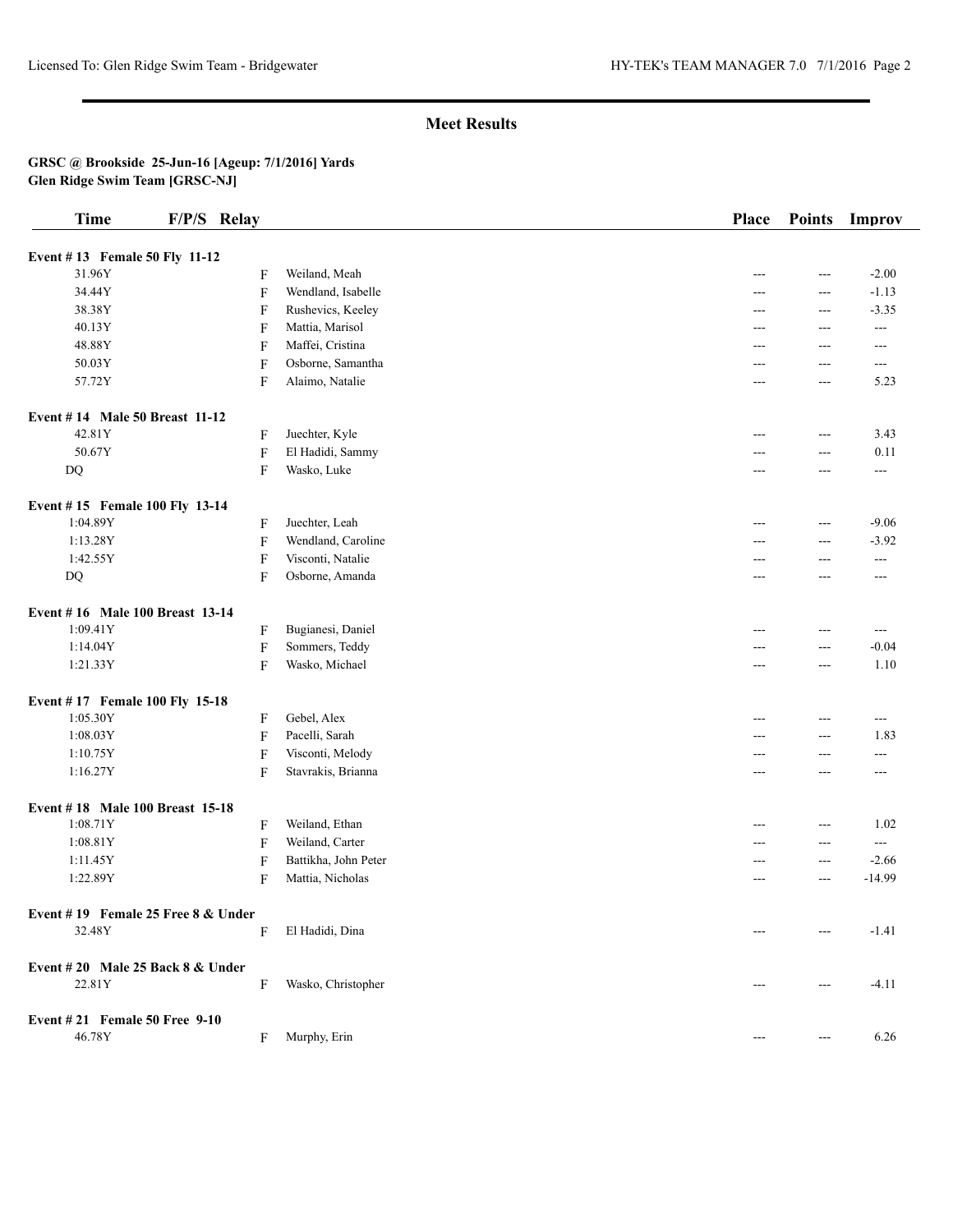## Meet Results

**GRSC @ Brookside 25-Jun-16 [Ageup: 7/1/2016] Yards**
**Glen Ridge Swim Team [GRSC-NJ]**

| Time | F/P/S | Relay | Place | Points | Improv |
|---|---|---|---|---|---|
| **Event # 13 Female 50 Fly 11-12** | | | | | |
| 31.96Y | F | Weiland, Meah | --- | --- | -2.00 |
| 34.44Y | F | Wendland, Isabelle | --- | --- | -1.13 |
| 38.38Y | F | Rushevics, Keeley | --- | --- | -3.35 |
| 40.13Y | F | Mattia, Marisol | --- | --- | --- |
| 48.88Y | F | Maffei, Cristina | --- | --- | --- |
| 50.03Y | F | Osborne, Samantha | --- | --- | --- |
| 57.72Y | F | Alaimo, Natalie | --- | --- | 5.23 |
| **Event # 14 Male 50 Breast 11-12** | | | | | |
| 42.81Y | F | Juechter, Kyle | --- | --- | 3.43 |
| 50.67Y | F | El Hadidi, Sammy | --- | --- | 0.11 |
| DQ | F | Wasko, Luke | --- | --- | --- |
| **Event # 15 Female 100 Fly 13-14** | | | | | |
| 1:04.89Y | F | Juechter, Leah | --- | --- | -9.06 |
| 1:13.28Y | F | Wendland, Caroline | --- | --- | -3.92 |
| 1:42.55Y | F | Visconti, Natalie | --- | --- | --- |
| DQ | F | Osborne, Amanda | --- | --- | --- |
| **Event # 16 Male 100 Breast 13-14** | | | | | |
| 1:09.41Y | F | Bugianesi, Daniel | --- | --- | --- |
| 1:14.04Y | F | Sommers, Teddy | --- | --- | -0.04 |
| 1:21.33Y | F | Wasko, Michael | --- | --- | 1.10 |
| **Event # 17 Female 100 Fly 15-18** | | | | | |
| 1:05.30Y | F | Gebel, Alex | --- | --- | --- |
| 1:08.03Y | F | Pacelli, Sarah | --- | --- | 1.83 |
| 1:10.75Y | F | Visconti, Melody | --- | --- | --- |
| 1:16.27Y | F | Stavrakis, Brianna | --- | --- | --- |
| **Event # 18 Male 100 Breast 15-18** | | | | | |
| 1:08.71Y | F | Weiland, Ethan | --- | --- | 1.02 |
| 1:08.81Y | F | Weiland, Carter | --- | --- | --- |
| 1:11.45Y | F | Battikha, John Peter | --- | --- | -2.66 |
| 1:22.89Y | F | Mattia, Nicholas | --- | --- | -14.99 |
| **Event # 19 Female 25 Free 8 & Under** | | | | | |
| 32.48Y | F | El Hadidi, Dina | --- | --- | -1.41 |
| **Event # 20 Male 25 Back 8 & Under** | | | | | |
| 22.81Y | F | Wasko, Christopher | --- | --- | -4.11 |
| **Event # 21 Female 50 Free 9-10** | | | | | |
| 46.78Y | F | Murphy, Erin | --- | --- | 6.26 |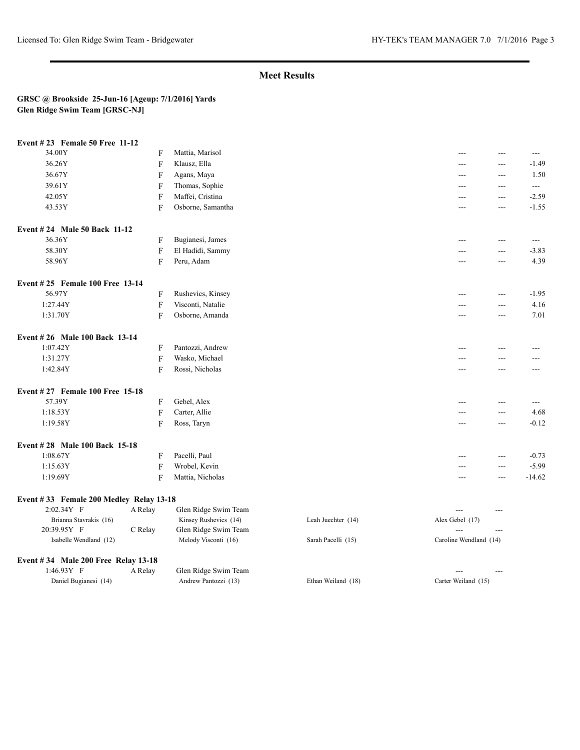## Meet Results

**GRSC @ Brookside 25-Jun-16 [Ageup: 7/1/2016] Yards**
**Glen Ridge Swim Team [GRSC-NJ]**

**Event # 23 Female 50 Free 11-12**

| | | | | | |
|---|---|---|---|---|---|
| 34.00Y | F | Mattia, Marisol | --- | --- | --- |
| 36.26Y | F | Klausz, Ella | --- | --- | -1.49 |
| 36.67Y | F | Agans, Maya | --- | --- | 1.50 |
| 39.61Y | F | Thomas, Sophie | --- | --- | --- |
| 42.05Y | F | Maffei, Cristina | --- | --- | -2.59 |
| 43.53Y | F | Osborne, Samantha | --- | --- | -1.55 |

**Event # 24 Male 50 Back 11-12**

| | | | | | |
|---|---|---|---|---|---|
| 36.36Y | F | Bugianesi, James | --- | --- | --- |
| 58.30Y | F | El Hadidi, Sammy | --- | --- | -3.83 |
| 58.96Y | F | Peru, Adam | --- | --- | 4.39 |

**Event # 25 Female 100 Free 13-14**

| | | | | | |
|---|---|---|---|---|---|
| 56.97Y | F | Rushevics, Kinsey | --- | --- | -1.95 |
| 1:27.44Y | F | Visconti, Natalie | --- | --- | 4.16 |
| 1:31.70Y | F | Osborne, Amanda | --- | --- | 7.01 |

**Event # 26 Male 100 Back 13-14**

| | | | | | |
|---|---|---|---|---|---|
| 1:07.42Y | F | Pantozzi, Andrew | --- | --- | --- |
| 1:31.27Y | F | Wasko, Michael | --- | --- | --- |
| 1:42.84Y | F | Rossi, Nicholas | --- | --- | --- |

**Event # 27 Female 100 Free 15-18**

| | | | | | |
|---|---|---|---|---|---|
| 57.39Y | F | Gebel, Alex | --- | --- | --- |
| 1:18.53Y | F | Carter, Allie | --- | --- | 4.68 |
| 1:19.58Y | F | Ross, Taryn | --- | --- | -0.12 |

**Event # 28 Male 100 Back 15-18**

| | | | | | |
|---|---|---|---|---|---|
| 1:08.67Y | F | Pacelli, Paul | --- | --- | -0.73 |
| 1:15.63Y | F | Wrobel, Kevin | --- | --- | -5.99 |
| 1:19.69Y | F | Mattia, Nicholas | --- | --- | -14.62 |

**Event # 33 Female 200 Medley Relay 13-18**

| | | | | | |
|---|---|---|---|---|---|
| 2:02.34Y F | A Relay | Glen Ridge Swim Team | | --- | --- |
| Brianna Stavrakis (16) | | Kinsey Rushevics (14) | Leah Juechter (14) | Alex Gebel (17) | |
| 20:39.95Y F | C Relay | Glen Ridge Swim Team | | --- | --- |
| Isabelle Wendland (12) | | Melody Visconti (16) | Sarah Pacelli (15) | Caroline Wendland (14) | |

**Event # 34 Male 200 Free Relay 13-18**

| | | | | | |
|---|---|---|---|---|---|
| 1:46.93Y F | A Relay | Glen Ridge Swim Team | | --- | --- |
| Daniel Bugianesi (14) | | Andrew Pantozzi (13) | Ethan Weiland (18) | Carter Weiland (15) | |